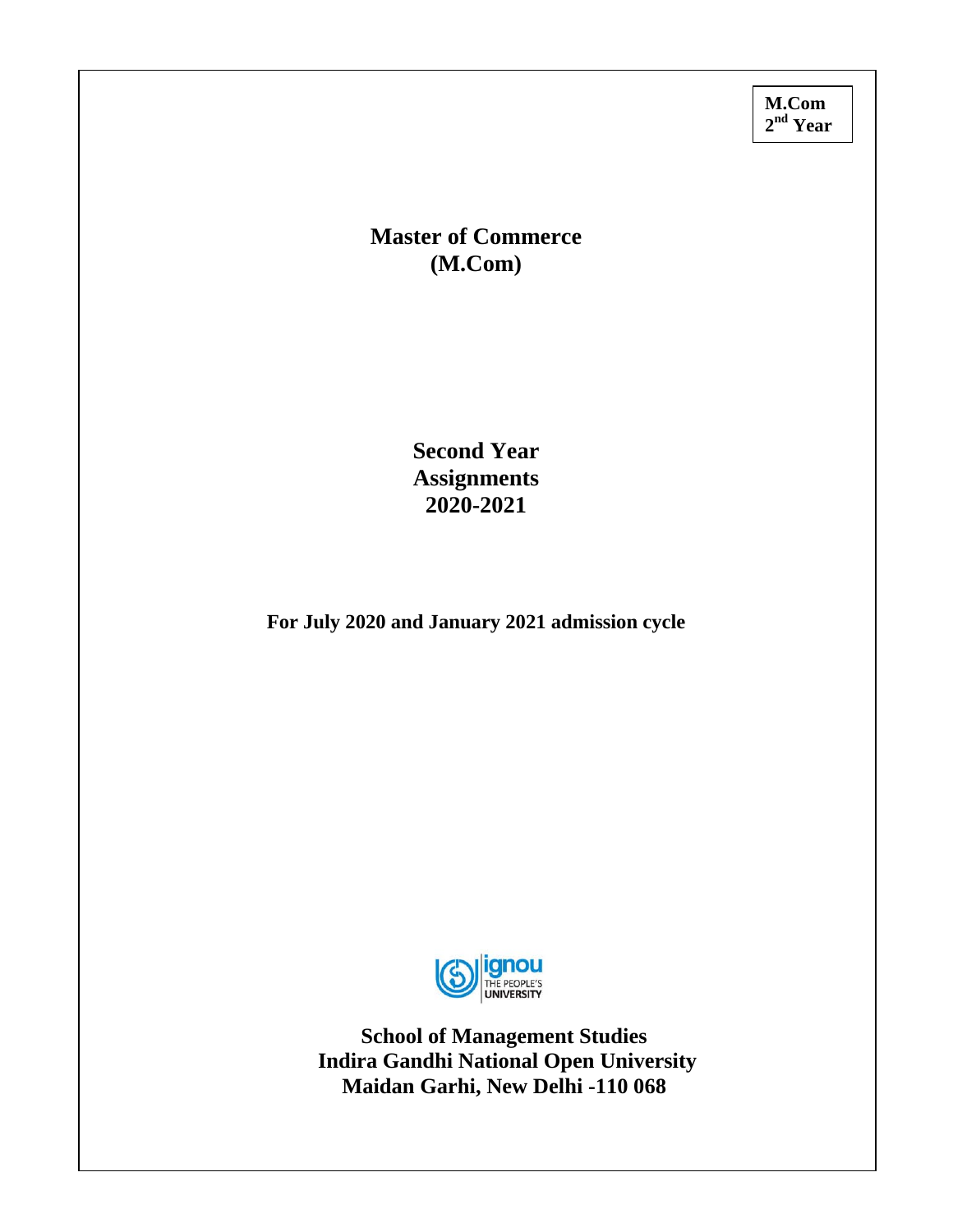**M.Com**
**2nd Year**

# Master of Commerce
# (M.Com)

## Second Year
## Assignments
## 2020-2021

**For July 2020 and January 2021 admission cycle**

**School of Management Studies**
**Indira Gandhi National Open University**
**Maidan Garhi, New Delhi -110 068**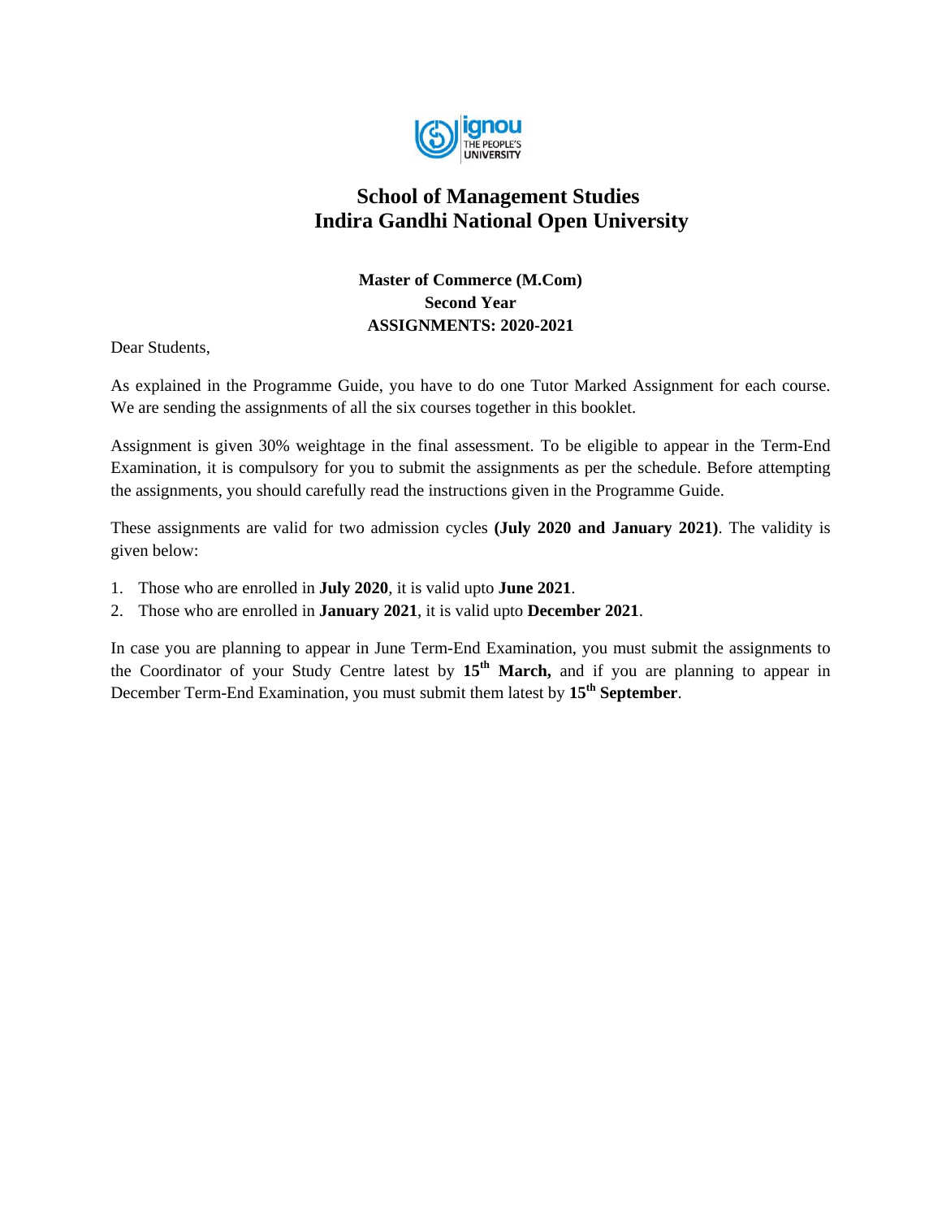# School of Management Studies
# Indira Gandhi National Open University

**Master of Commerce (M.Com)**
**Second Year**
**ASSIGNMENTS: 2020-2021**

Dear Students,

As explained in the Programme Guide, you have to do one Tutor Marked Assignment for each course. We are sending the assignments of all the six courses together in this booklet.

Assignment is given 30% weightage in the final assessment. To be eligible to appear in the Term-End Examination, it is compulsory for you to submit the assignments as per the schedule. Before attempting the assignments, you should carefully read the instructions given in the Programme Guide.

These assignments are valid for two admission cycles **(July 2020 and January 2021)**. The validity is given below:

1. Those who are enrolled in **July 2020**, it is valid upto **June 2021**.
2. Those who are enrolled in **January 2021**, it is valid upto **December 2021**.

In case you are planning to appear in June Term-End Examination, you must submit the assignments to the Coordinator of your Study Centre latest by **15th March,** and if you are planning to appear in December Term-End Examination, you must submit them latest by **15th September**.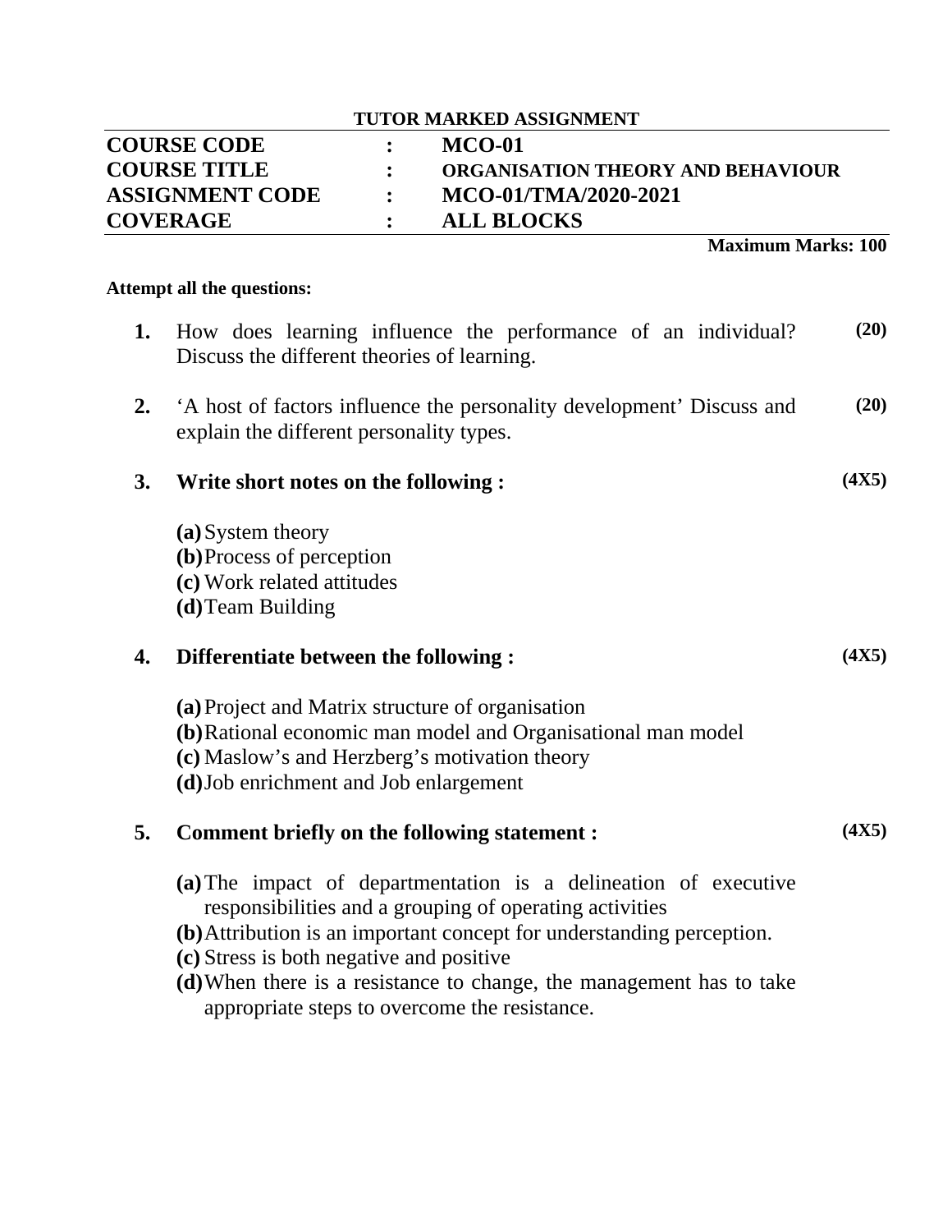## TUTOR MARKED ASSIGNMENT

| | | |
|---|---|---|
| **COURSE CODE** | **:** | **MCO-01** |
| **COURSE TITLE** | **:** | **ORGANISATION THEORY AND BEHAVIOUR** |
| **ASSIGNMENT CODE** | **:** | **MCO-01/TMA/2020-2021** |
| **COVERAGE** | **:** | **ALL BLOCKS** |

**Maximum Marks: 100**

**Attempt all the questions:**

**1.** How does learning influence the performance of an individual? Discuss the different theories of learning. **(20)**

**2.** 'A host of factors influence the personality development' Discuss and explain the different personality types. **(20)**

**3. Write short notes on the following : (4X5)**

**(a)** System theory
**(b)** Process of perception
**(c)** Work related attitudes
**(d)** Team Building

**4. Differentiate between the following : (4X5)**

**(a)** Project and Matrix structure of organisation
**(b)** Rational economic man model and Organisational man model
**(c)** Maslow's and Herzberg's motivation theory
**(d)** Job enrichment and Job enlargement

**5. Comment briefly on the following statement : (4X5)**

**(a)** The impact of departmentation is a delineation of executive responsibilities and a grouping of operating activities
**(b)** Attribution is an important concept for understanding perception.
**(c)** Stress is both negative and positive
**(d)** When there is a resistance to change, the management has to take appropriate steps to overcome the resistance.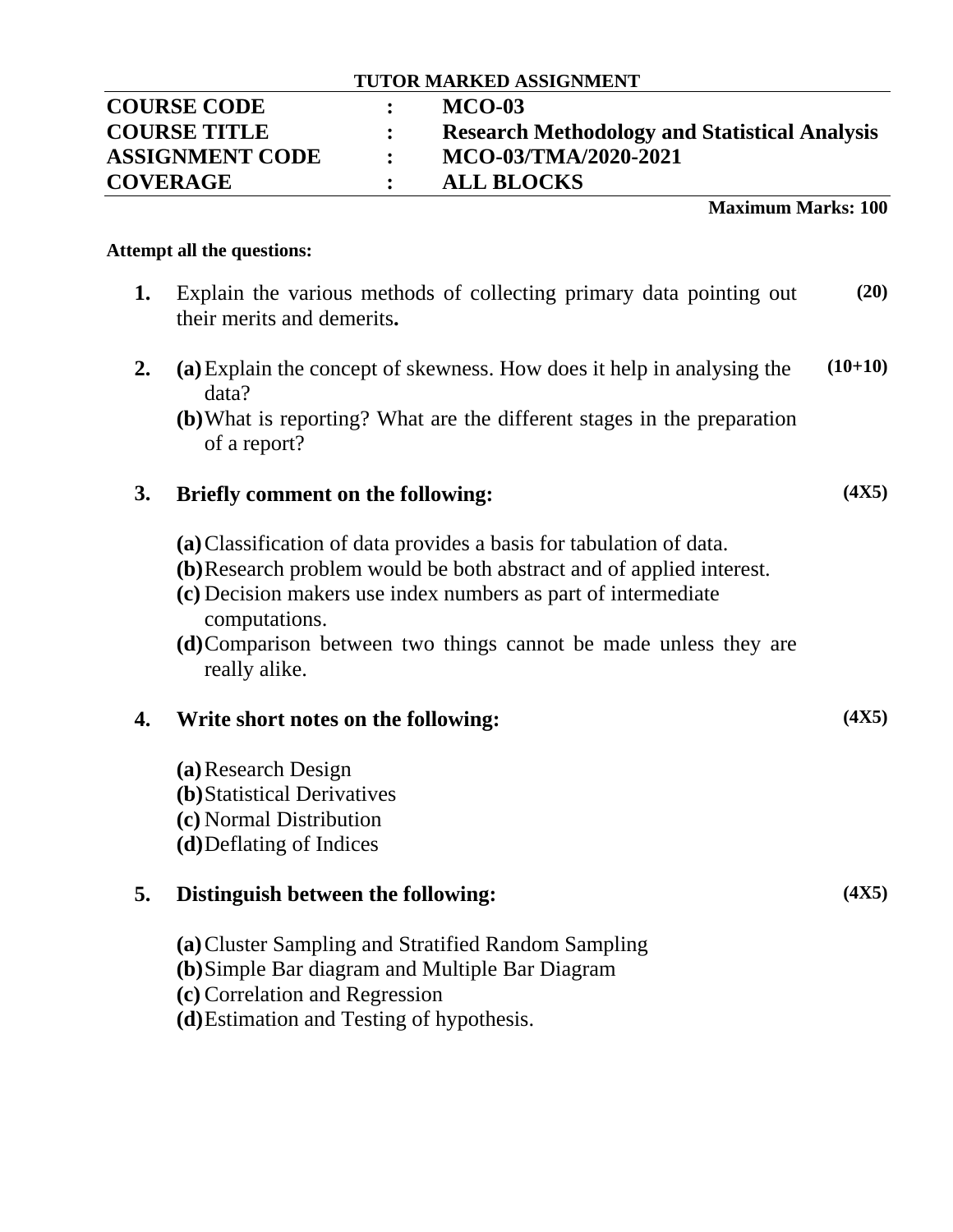**TUTOR MARKED ASSIGNMENT**

| | | |
|---|---|---|
| **COURSE CODE** | **:** | **MCO-03** |
| **COURSE TITLE** | **:** | **Research Methodology and Statistical Analysis** |
| **ASSIGNMENT CODE** | **:** | **MCO-03/TMA/2020-2021** |
| **COVERAGE** | **:** | **ALL BLOCKS** |

**Maximum Marks: 100**

**Attempt all the questions:**

**1.** Explain the various methods of collecting primary data pointing out their merits and demerits**.** **(20)**

**2.** **(a)** Explain the concept of skewness. How does it help in analysing the data? **(10+10)**

**(b)** What is reporting? What are the different stages in the preparation of a report?

**3. Briefly comment on the following:** **(4X5)**

**(a)** Classification of data provides a basis for tabulation of data.
**(b)** Research problem would be both abstract and of applied interest.
**(c)** Decision makers use index numbers as part of intermediate computations.
**(d)** Comparison between two things cannot be made unless they are really alike.

**4. Write short notes on the following:** **(4X5)**

**(a)** Research Design
**(b)** Statistical Derivatives
**(c)** Normal Distribution
**(d)** Deflating of Indices

**5. Distinguish between the following:** **(4X5)**

**(a)** Cluster Sampling and Stratified Random Sampling
**(b)** Simple Bar diagram and Multiple Bar Diagram
**(c)** Correlation and Regression
**(d)** Estimation and Testing of hypothesis.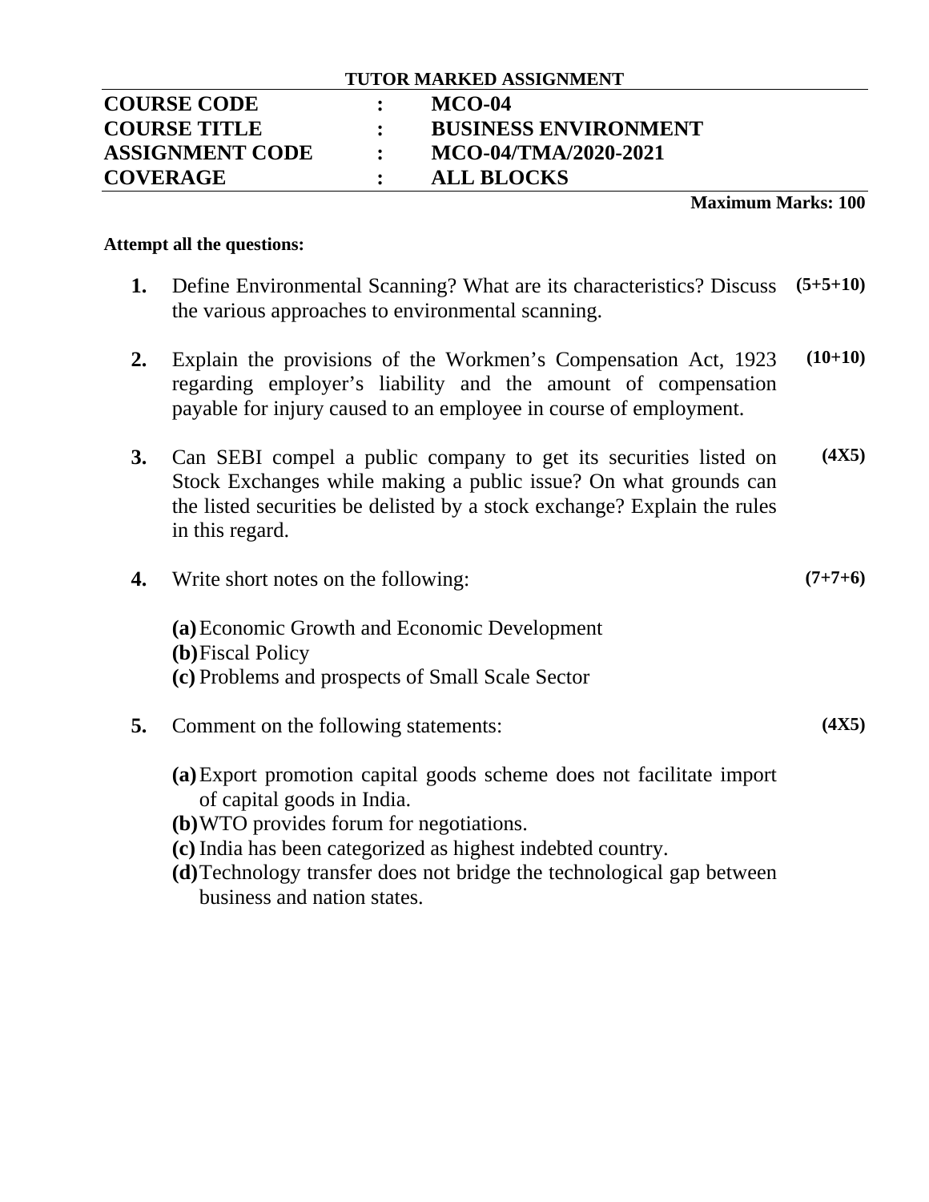**TUTOR MARKED ASSIGNMENT**

| | | |
|---|---|---|
| **COURSE CODE** | **:** | **MCO-04** |
| **COURSE TITLE** | **:** | **BUSINESS ENVIRONMENT** |
| **ASSIGNMENT CODE** | **:** | **MCO-04/TMA/2020-2021** |
| **COVERAGE** | **:** | **ALL BLOCKS** |

**Maximum Marks: 100**

**Attempt all the questions:**

**1.** Define Environmental Scanning? What are its characteristics? Discuss the various approaches to environmental scanning. **(5+5+10)**

**2.** Explain the provisions of the Workmen's Compensation Act, 1923 regarding employer's liability and the amount of compensation payable for injury caused to an employee in course of employment. **(10+10)**

**3.** Can SEBI compel a public company to get its securities listed on Stock Exchanges while making a public issue? On what grounds can the listed securities be delisted by a stock exchange? Explain the rules in this regard. **(4X5)**

**4.** Write short notes on the following: **(7+7+6)**

**(a)** Economic Growth and Economic Development
**(b)** Fiscal Policy
**(c)** Problems and prospects of Small Scale Sector

**5.** Comment on the following statements: **(4X5)**

**(a)** Export promotion capital goods scheme does not facilitate import of capital goods in India.
**(b)** WTO provides forum for negotiations.
**(c)** India has been categorized as highest indebted country.
**(d)** Technology transfer does not bridge the technological gap between business and nation states.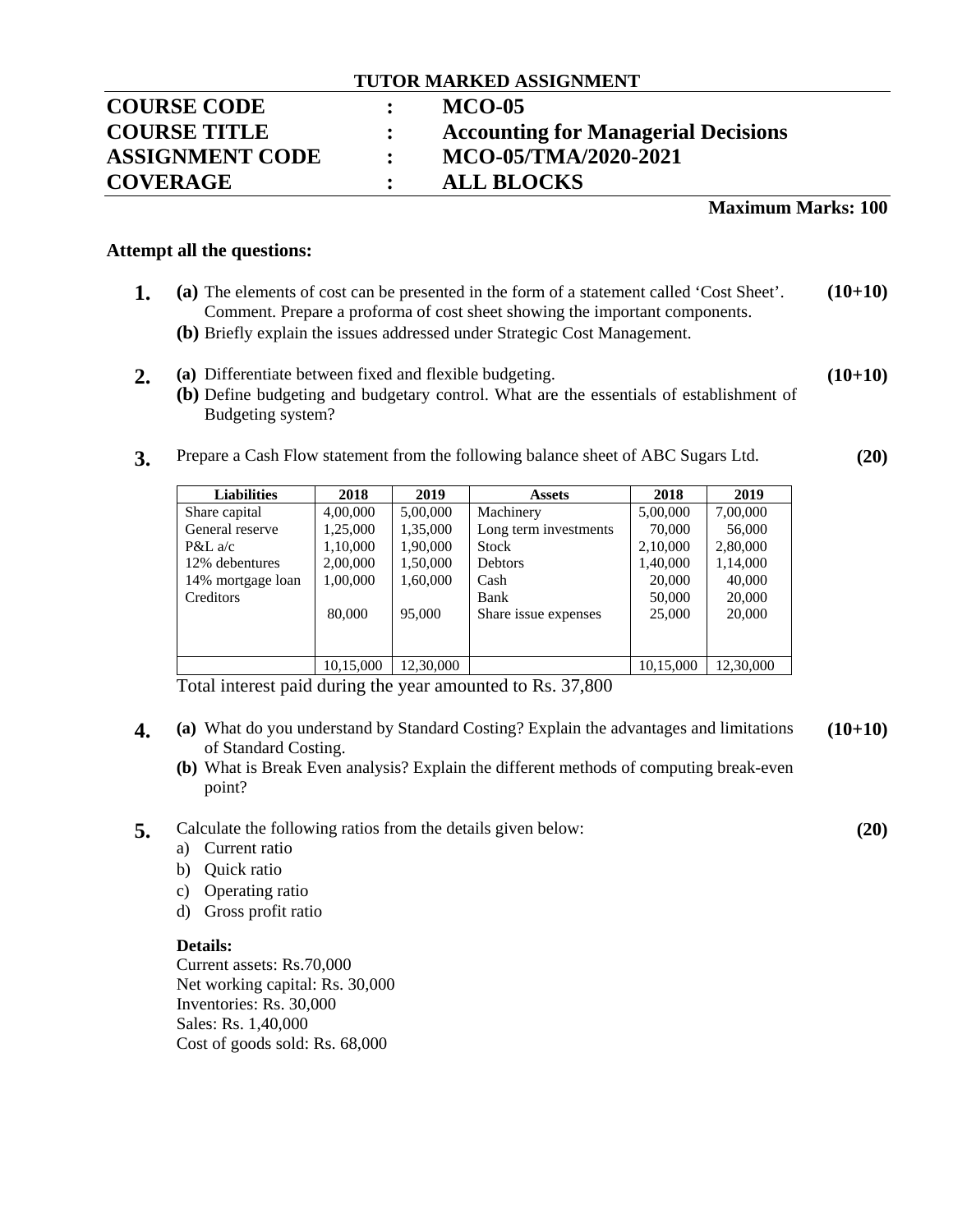**TUTOR MARKED ASSIGNMENT**

| | | |
|---|---|---|
| **COURSE CODE** | **:** | **MCO-05** |
| **COURSE TITLE** | **:** | **Accounting for Managerial Decisions** |
| **ASSIGNMENT CODE** | **:** | **MCO-05/TMA/2020-2021** |
| **COVERAGE** | **:** | **ALL BLOCKS** |

**Maximum Marks: 100**

**Attempt all the questions:**

**1.** **(a)** The elements of cost can be presented in the form of a statement called 'Cost Sheet'. Comment. Prepare a proforma of cost sheet showing the important components. **(10+10)**

**(b)** Briefly explain the issues addressed under Strategic Cost Management.

**2.** **(a)** Differentiate between fixed and flexible budgeting. **(10+10)**

**(b)** Define budgeting and budgetary control. What are the essentials of establishment of Budgeting system?

**3.** Prepare a Cash Flow statement from the following balance sheet of ABC Sugars Ltd. **(20)**

| Liabilities | 2018 | 2019 | Assets | 2018 | 2019 |
|---|---|---|---|---|---|
| Share capital | 4,00,000 | 5,00,000 | Machinery | 5,00,000 | 7,00,000 |
| General reserve | 1,25,000 | 1,35,000 | Long term investments | 70,000 | 56,000 |
| P&L a/c | 1,10,000 | 1,90,000 | Stock | 2,10,000 | 2,80,000 |
| 12% debentures | 2,00,000 | 1,50,000 | Debtors | 1,40,000 | 1,14,000 |
| 14% mortgage loan | 1,00,000 | 1,60,000 | Cash | 20,000 | 40,000 |
| Creditors | | | Bank | 50,000 | 20,000 |
| | 80,000 | 95,000 | Share issue expenses | 25,000 | 20,000 |
| | 10,15,000 | 12,30,000 | | 10,15,000 | 12,30,000 |

Total interest paid during the year amounted to Rs. 37,800

**4.** **(a)** What do you understand by Standard Costing? Explain the advantages and limitations of Standard Costing. **(10+10)**

**(b)** What is Break Even analysis? Explain the different methods of computing break-even point?

**5.** Calculate the following ratios from the details given below: **(20)**

a) Current ratio
b) Quick ratio
c) Operating ratio
d) Gross profit ratio

**Details:**

Current assets: Rs.70,000
Net working capital: Rs. 30,000
Inventories: Rs. 30,000
Sales: Rs. 1,40,000
Cost of goods sold: Rs. 68,000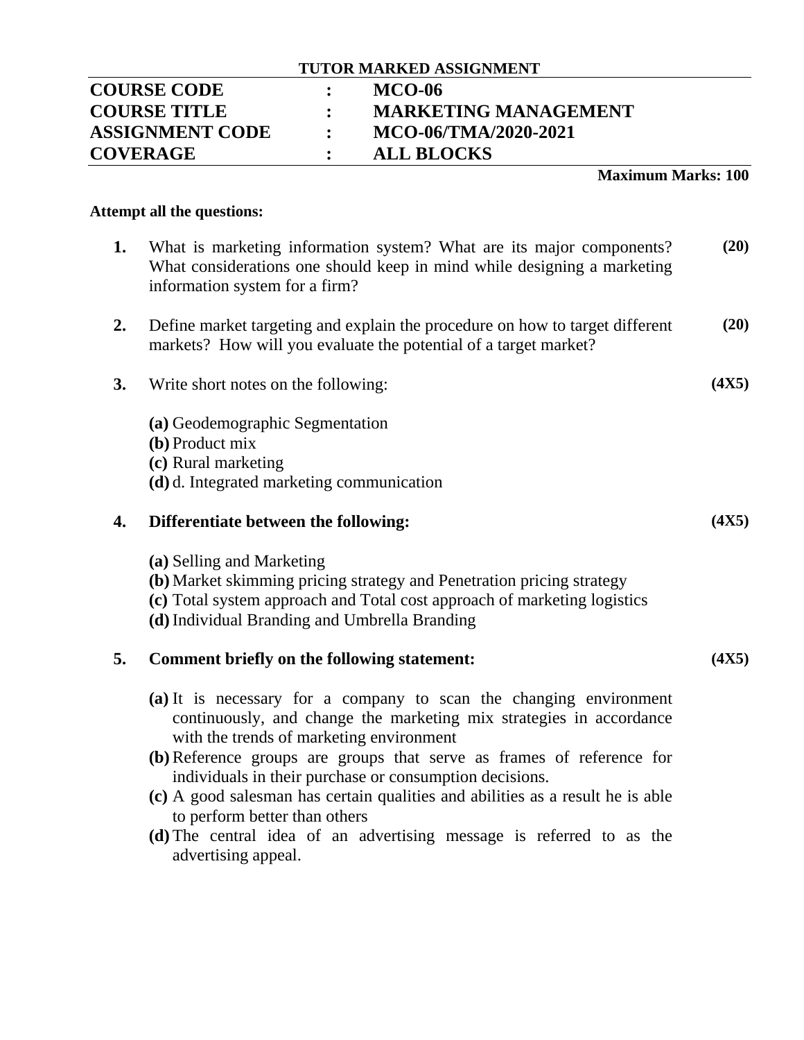**TUTOR MARKED ASSIGNMENT**

| | | |
|---|---|---|
| **COURSE CODE** | **:** | **MCO-06** |
| **COURSE TITLE** | **:** | **MARKETING MANAGEMENT** |
| **ASSIGNMENT CODE** | **:** | **MCO-06/TMA/2020-2021** |
| **COVERAGE** | **:** | **ALL BLOCKS** |

**Maximum Marks: 100**

**Attempt all the questions:**

**1.** What is marketing information system? What are its major components? What considerations one should keep in mind while designing a marketing information system for a firm? **(20)**

**2.** Define market targeting and explain the procedure on how to target different markets? How will you evaluate the potential of a target market? **(20)**

**3.** Write short notes on the following: **(4X5)**

**(a)** Geodemographic Segmentation
**(b)** Product mix
**(c)** Rural marketing
**(d)** d. Integrated marketing communication

**4. Differentiate between the following:** **(4X5)**

**(a)** Selling and Marketing
**(b)** Market skimming pricing strategy and Penetration pricing strategy
**(c)** Total system approach and Total cost approach of marketing logistics
**(d)** Individual Branding and Umbrella Branding

**5. Comment briefly on the following statement:** **(4X5)**

**(a)** It is necessary for a company to scan the changing environment continuously, and change the marketing mix strategies in accordance with the trends of marketing environment
**(b)** Reference groups are groups that serve as frames of reference for individuals in their purchase or consumption decisions.
**(c)** A good salesman has certain qualities and abilities as a result he is able to perform better than others
**(d)** The central idea of an advertising message is referred to as the advertising appeal.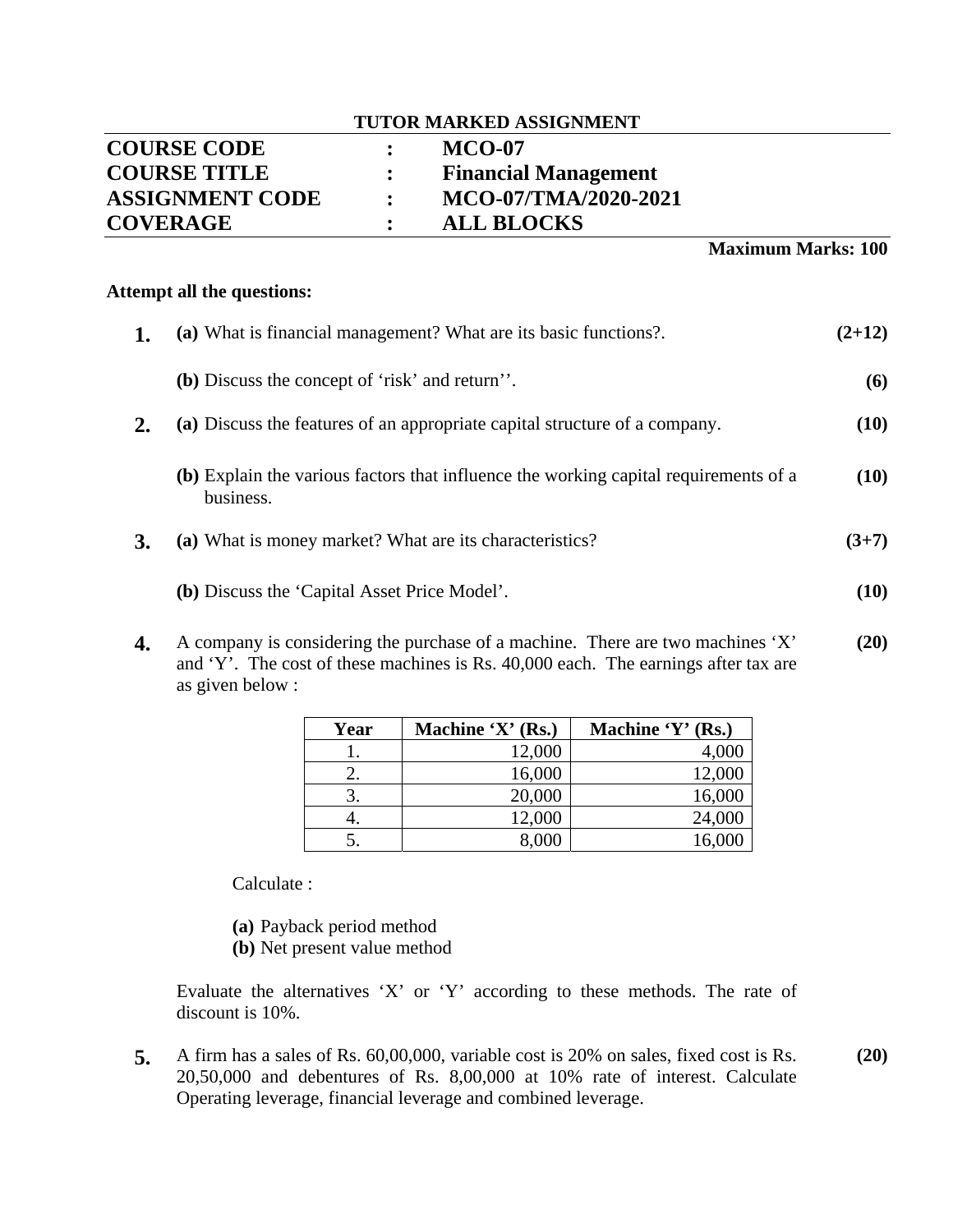**TUTOR MARKED ASSIGNMENT**

| | | |
|---|---|---|
| **COURSE CODE** | **:** | **MCO-07** |
| **COURSE TITLE** | **:** | **Financial Management** |
| **ASSIGNMENT CODE** | **:** | **MCO-07/TMA/2020-2021** |
| **COVERAGE** | **:** | **ALL BLOCKS** |

**Maximum Marks: 100**

**Attempt all the questions:**

**1.** **(a)** What is financial management? What are its basic functions?. **(2+12)**

**(b)** Discuss the concept of 'risk' and return''. **(6)**

**2.** **(a)** Discuss the features of an appropriate capital structure of a company. **(10)**

**(b)** Explain the various factors that influence the working capital requirements of a business. **(10)**

**3.** **(a)** What is money market? What are its characteristics? **(3+7)**

**(b)** Discuss the 'Capital Asset Price Model'. **(10)**

**4.** A company is considering the purchase of a machine. There are two machines 'X' and 'Y'. The cost of these machines is Rs. 40,000 each. The earnings after tax are as given below : **(20)**

| Year | Machine 'X' (Rs.) | Machine 'Y' (Rs.) |
|---|---|---|
| 1. | 12,000 | 4,000 |
| 2. | 16,000 | 12,000 |
| 3. | 20,000 | 16,000 |
| 4. | 12,000 | 24,000 |
| 5. | 8,000 | 16,000 |

Calculate :

**(a)** Payback period method
**(b)** Net present value method

Evaluate the alternatives 'X' or 'Y' according to these methods. The rate of discount is 10%.

**5.** A firm has a sales of Rs. 60,00,000, variable cost is 20% on sales, fixed cost is Rs. 20,50,000 and debentures of Rs. 8,00,000 at 10% rate of interest. Calculate Operating leverage, financial leverage and combined leverage. **(20)**